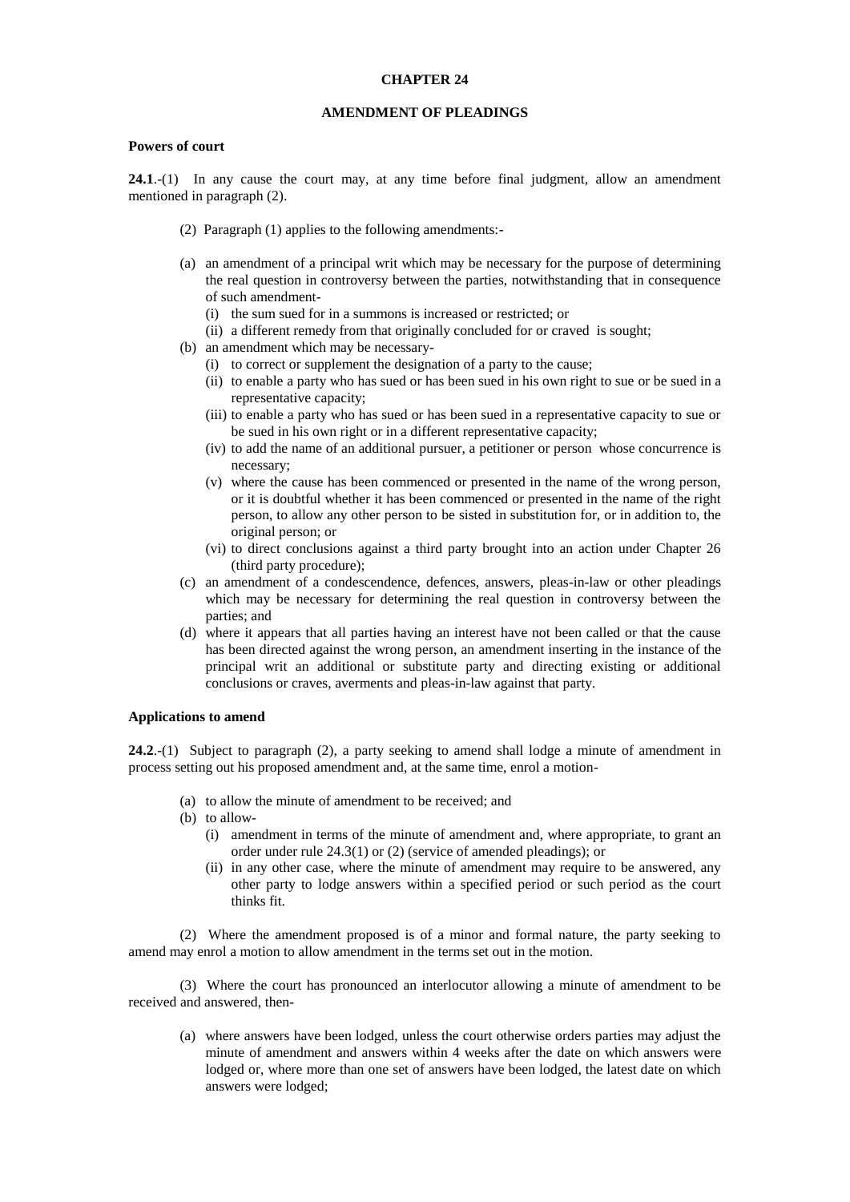# CHAPTER 24

## AMENDMENT OF PLEADINGS

### Powers of court

**24.1**.-(1) In any cause the court may, at any time before final judgment, allow an amendment mentioned in paragraph (2).

(2) Paragraph (1) applies to the following amendments:-

(a) an amendment of a principal writ which may be necessary for the purpose of determining the real question in controversy between the parties, notwithstanding that in consequence of such amendment-
  - (i) the sum sued for in a summons is increased or restricted; or
  - (ii) a different remedy from that originally concluded for or craved is sought;

(b) an amendment which may be necessary-
  - (i) to correct or supplement the designation of a party to the cause;
  - (ii) to enable a party who has sued or has been sued in his own right to sue or be sued in a representative capacity;
  - (iii) to enable a party who has sued or has been sued in a representative capacity to sue or be sued in his own right or in a different representative capacity;
  - (iv) to add the name of an additional pursuer, a petitioner or person whose concurrence is necessary;
  - (v) where the cause has been commenced or presented in the name of the wrong person, or it is doubtful whether it has been commenced or presented in the name of the right person, to allow any other person to be sisted in substitution for, or in addition to, the original person; or
  - (vi) to direct conclusions against a third party brought into an action under Chapter 26 (third party procedure);

(c) an amendment of a condescendence, defences, answers, pleas-in-law or other pleadings which may be necessary for determining the real question in controversy between the parties; and

(d) where it appears that all parties having an interest have not been called or that the cause has been directed against the wrong person, an amendment inserting in the instance of the principal writ an additional or substitute party and directing existing or additional conclusions or craves, averments and pleas-in-law against that party.

### Applications to amend

**24.2**.-(1) Subject to paragraph (2), a party seeking to amend shall lodge a minute of amendment in process setting out his proposed amendment and, at the same time, enrol a motion-

(a) to allow the minute of amendment to be received; and

(b) to allow-
  - (i) amendment in terms of the minute of amendment and, where appropriate, to grant an order under rule 24.3(1) or (2) (service of amended pleadings); or
  - (ii) in any other case, where the minute of amendment may require to be answered, any other party to lodge answers within a specified period or such period as the court thinks fit.

(2) Where the amendment proposed is of a minor and formal nature, the party seeking to amend may enrol a motion to allow amendment in the terms set out in the motion.

(3) Where the court has pronounced an interlocutor allowing a minute of amendment to be received and answered, then-

(a) where answers have been lodged, unless the court otherwise orders parties may adjust the minute of amendment and answers within 4 weeks after the date on which answers were lodged or, where more than one set of answers have been lodged, the latest date on which answers were lodged;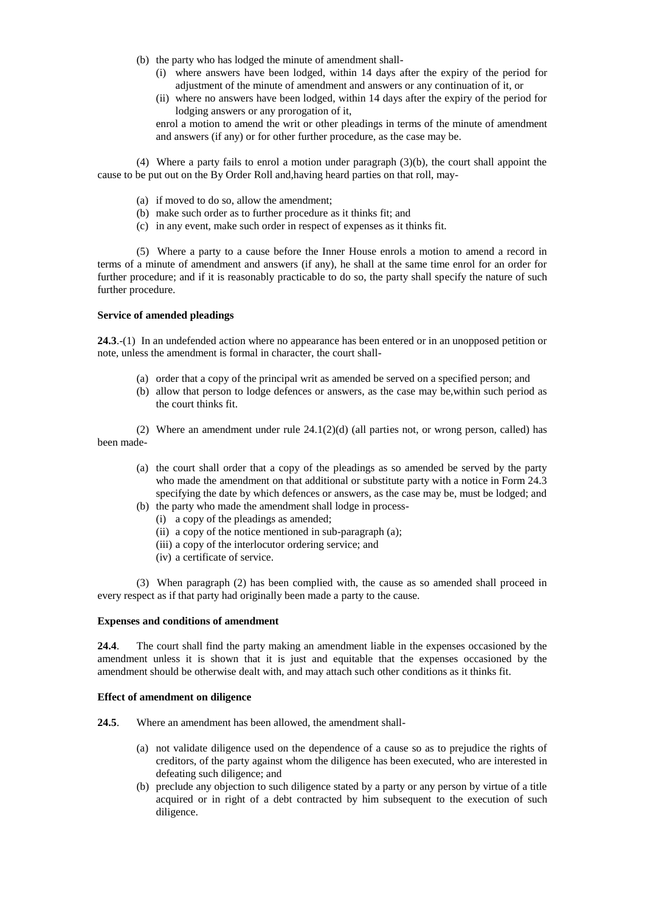(b) the party who has lodged the minute of amendment shall-
   (i) where answers have been lodged, within 14 days after the expiry of the period for adjustment of the minute of amendment and answers or any continuation of it, or
   (ii) where no answers have been lodged, within 14 days after the expiry of the period for lodging answers or any prorogation of it,

   enrol a motion to amend the writ or other pleadings in terms of the minute of amendment and answers (if any) or for other further procedure, as the case may be.

(4) Where a party fails to enrol a motion under paragraph (3)(b), the court shall appoint the cause to be put out on the By Order Roll and,having heard parties on that roll, may-

(a) if moved to do so, allow the amendment;
(b) make such order as to further procedure as it thinks fit; and
(c) in any event, make such order in respect of expenses as it thinks fit.

(5) Where a party to a cause before the Inner House enrols a motion to amend a record in terms of a minute of amendment and answers (if any), he shall at the same time enrol for an order for further procedure; and if it is reasonably practicable to do so, the party shall specify the nature of such further procedure.

**Service of amended pleadings**

**24.3**.-(1) In an undefended action where no appearance has been entered or in an unopposed petition or note, unless the amendment is formal in character, the court shall-

(a) order that a copy of the principal writ as amended be served on a specified person; and
(b) allow that person to lodge defences or answers, as the case may be,within such period as the court thinks fit.

(2) Where an amendment under rule 24.1(2)(d) (all parties not, or wrong person, called) has been made-

(a) the court shall order that a copy of the pleadings as so amended be served by the party who made the amendment on that additional or substitute party with a notice in Form 24.3 specifying the date by which defences or answers, as the case may be, must be lodged; and
(b) the party who made the amendment shall lodge in process-
   (i) a copy of the pleadings as amended;
   (ii) a copy of the notice mentioned in sub-paragraph (a);
   (iii) a copy of the interlocutor ordering service; and
   (iv) a certificate of service.

(3) When paragraph (2) has been complied with, the cause as so amended shall proceed in every respect as if that party had originally been made a party to the cause.

**Expenses and conditions of amendment**

**24.4**. The court shall find the party making an amendment liable in the expenses occasioned by the amendment unless it is shown that it is just and equitable that the expenses occasioned by the amendment should be otherwise dealt with, and may attach such other conditions as it thinks fit.

**Effect of amendment on diligence**

**24.5**. Where an amendment has been allowed, the amendment shall-

(a) not validate diligence used on the dependence of a cause so as to prejudice the rights of creditors, of the party against whom the diligence has been executed, who are interested in defeating such diligence; and
(b) preclude any objection to such diligence stated by a party or any person by virtue of a title acquired or in right of a debt contracted by him subsequent to the execution of such diligence.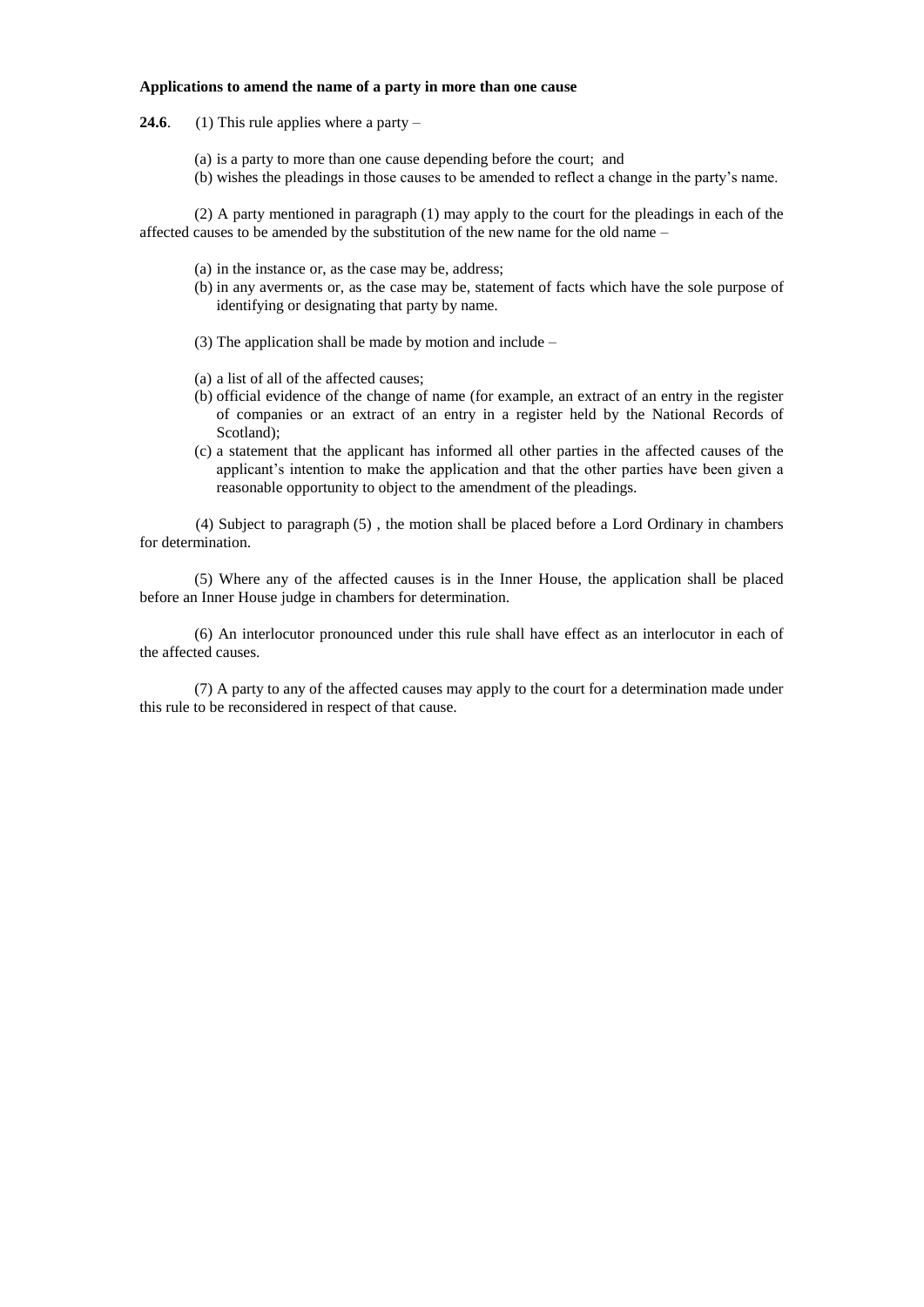**Applications to amend the name of a party in more than one cause**

**24.6**. (1) This rule applies where a party –

(a) is a party to more than one cause depending before the court; and
(b) wishes the pleadings in those causes to be amended to reflect a change in the party's name.

(2) A party mentioned in paragraph (1) may apply to the court for the pleadings in each of the affected causes to be amended by the substitution of the new name for the old name –

(a) in the instance or, as the case may be, address;
(b) in any averments or, as the case may be, statement of facts which have the sole purpose of identifying or designating that party by name.

(3) The application shall be made by motion and include –

(a) a list of all of the affected causes;
(b) official evidence of the change of name (for example, an extract of an entry in the register of companies or an extract of an entry in a register held by the National Records of Scotland);
(c) a statement that the applicant has informed all other parties in the affected causes of the applicant's intention to make the application and that the other parties have been given a reasonable opportunity to object to the amendment of the pleadings.

(4) Subject to paragraph (5) , the motion shall be placed before a Lord Ordinary in chambers for determination.

(5) Where any of the affected causes is in the Inner House, the application shall be placed before an Inner House judge in chambers for determination.

(6) An interlocutor pronounced under this rule shall have effect as an interlocutor in each of the affected causes.

(7) A party to any of the affected causes may apply to the court for a determination made under this rule to be reconsidered in respect of that cause.